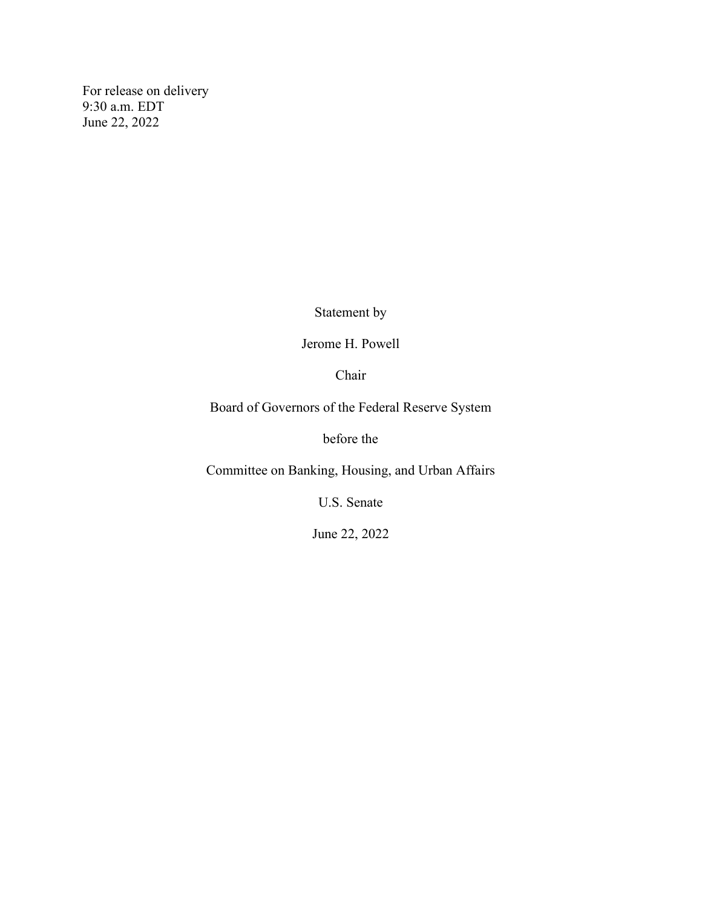For release on delivery
9:30 a.m. EDT
June 22, 2022

Statement by

Jerome H. Powell

Chair

Board of Governors of the Federal Reserve System

before the

Committee on Banking, Housing, and Urban Affairs

U.S. Senate

June 22, 2022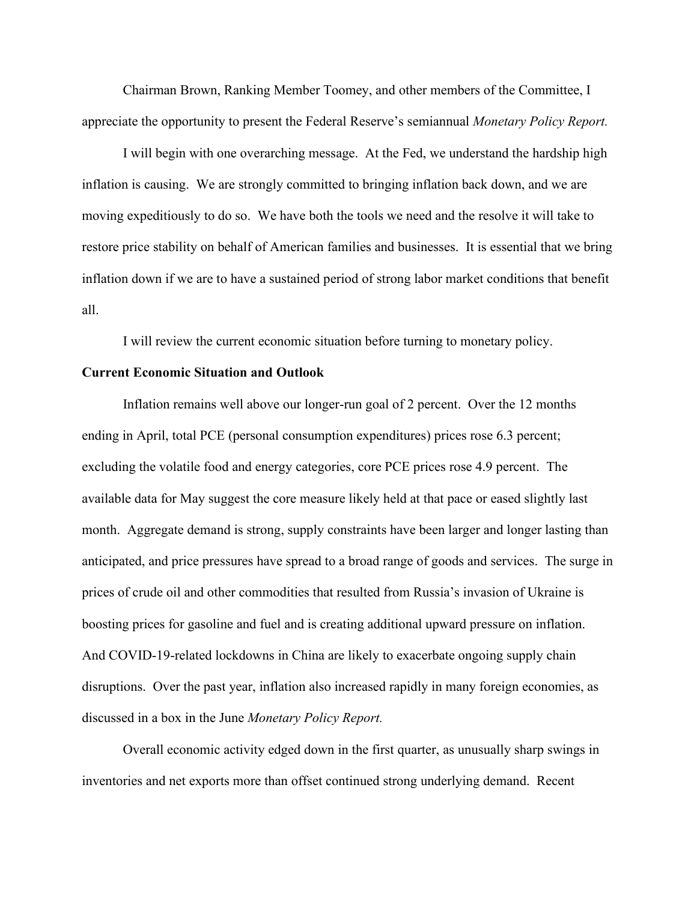Chairman Brown, Ranking Member Toomey, and other members of the Committee, I appreciate the opportunity to present the Federal Reserve's semiannual *Monetary Policy Report.*

I will begin with one overarching message. At the Fed, we understand the hardship high inflation is causing. We are strongly committed to bringing inflation back down, and we are moving expeditiously to do so. We have both the tools we need and the resolve it will take to restore price stability on behalf of American families and businesses. It is essential that we bring inflation down if we are to have a sustained period of strong labor market conditions that benefit all.

I will review the current economic situation before turning to monetary policy.

**Current Economic Situation and Outlook**

Inflation remains well above our longer-run goal of 2 percent. Over the 12 months ending in April, total PCE (personal consumption expenditures) prices rose 6.3 percent; excluding the volatile food and energy categories, core PCE prices rose 4.9 percent. The available data for May suggest the core measure likely held at that pace or eased slightly last month. Aggregate demand is strong, supply constraints have been larger and longer lasting than anticipated, and price pressures have spread to a broad range of goods and services. The surge in prices of crude oil and other commodities that resulted from Russia's invasion of Ukraine is boosting prices for gasoline and fuel and is creating additional upward pressure on inflation. And COVID-19-related lockdowns in China are likely to exacerbate ongoing supply chain disruptions. Over the past year, inflation also increased rapidly in many foreign economies, as discussed in a box in the June *Monetary Policy Report.*

Overall economic activity edged down in the first quarter, as unusually sharp swings in inventories and net exports more than offset continued strong underlying demand. Recent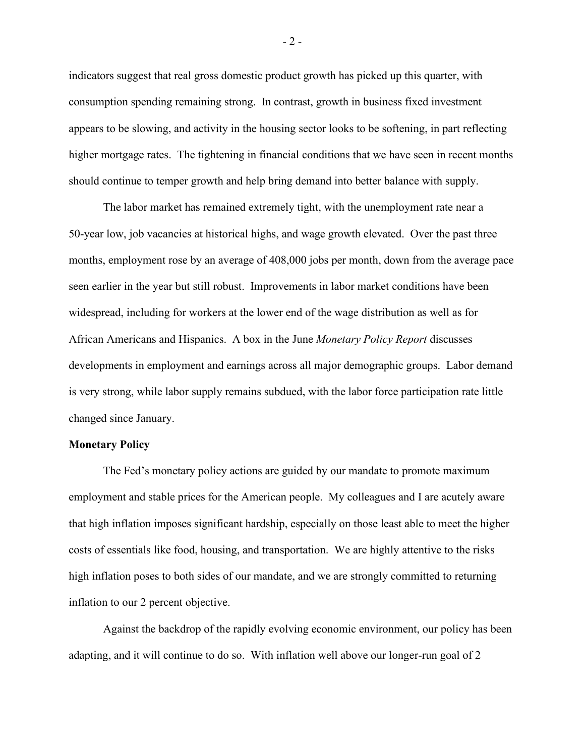indicators suggest that real gross domestic product growth has picked up this quarter, with consumption spending remaining strong. In contrast, growth in business fixed investment appears to be slowing, and activity in the housing sector looks to be softening, in part reflecting higher mortgage rates. The tightening in financial conditions that we have seen in recent months should continue to temper growth and help bring demand into better balance with supply.

The labor market has remained extremely tight, with the unemployment rate near a 50-year low, job vacancies at historical highs, and wage growth elevated. Over the past three months, employment rose by an average of 408,000 jobs per month, down from the average pace seen earlier in the year but still robust. Improvements in labor market conditions have been widespread, including for workers at the lower end of the wage distribution as well as for African Americans and Hispanics. A box in the June *Monetary Policy Report* discusses developments in employment and earnings across all major demographic groups. Labor demand is very strong, while labor supply remains subdued, with the labor force participation rate little changed since January.

**Monetary Policy**

The Fed's monetary policy actions are guided by our mandate to promote maximum employment and stable prices for the American people. My colleagues and I are acutely aware that high inflation imposes significant hardship, especially on those least able to meet the higher costs of essentials like food, housing, and transportation. We are highly attentive to the risks high inflation poses to both sides of our mandate, and we are strongly committed to returning inflation to our 2 percent objective.

Against the backdrop of the rapidly evolving economic environment, our policy has been adapting, and it will continue to do so. With inflation well above our longer-run goal of 2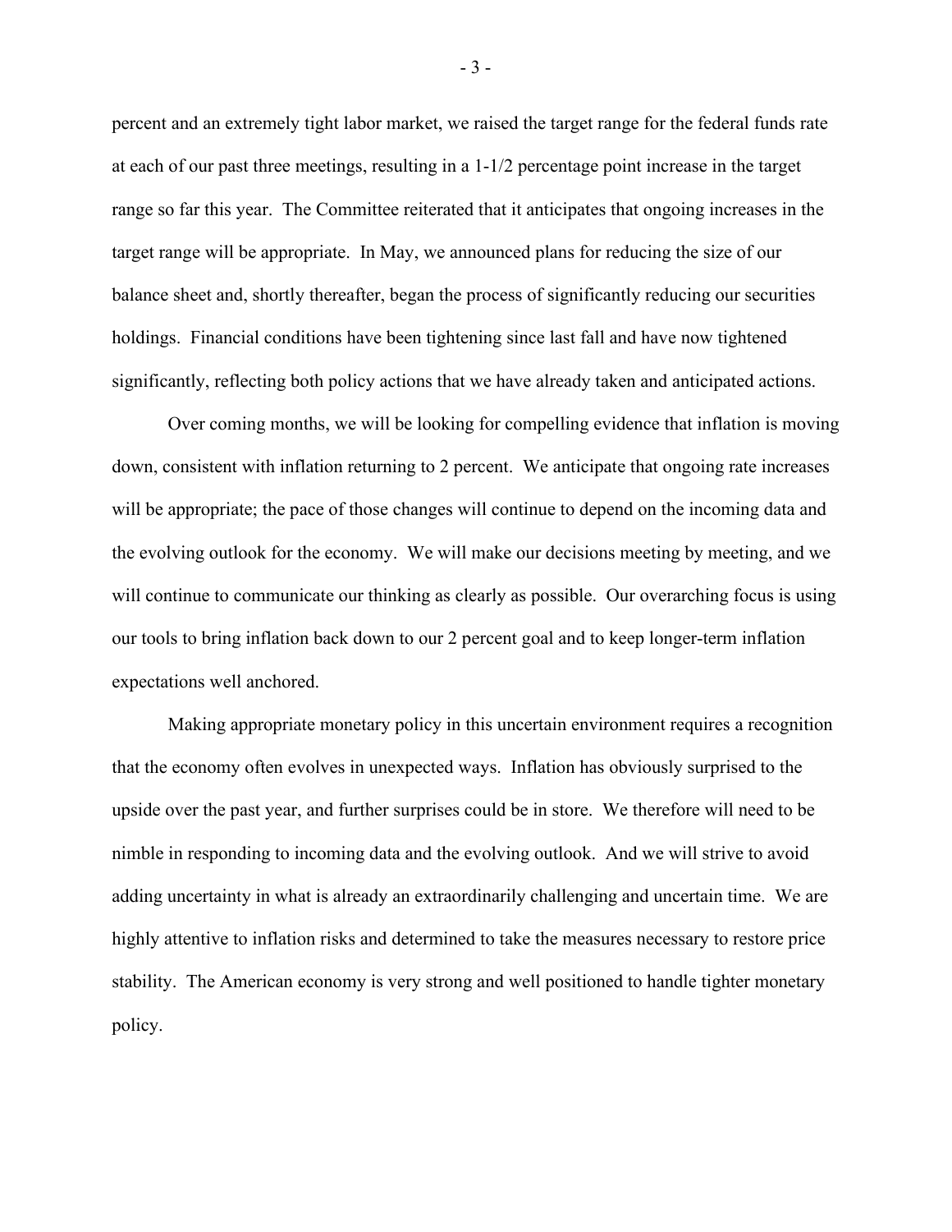percent and an extremely tight labor market, we raised the target range for the federal funds rate at each of our past three meetings, resulting in a 1-1/2 percentage point increase in the target range so far this year. The Committee reiterated that it anticipates that ongoing increases in the target range will be appropriate. In May, we announced plans for reducing the size of our balance sheet and, shortly thereafter, began the process of significantly reducing our securities holdings. Financial conditions have been tightening since last fall and have now tightened significantly, reflecting both policy actions that we have already taken and anticipated actions.

Over coming months, we will be looking for compelling evidence that inflation is moving down, consistent with inflation returning to 2 percent. We anticipate that ongoing rate increases will be appropriate; the pace of those changes will continue to depend on the incoming data and the evolving outlook for the economy. We will make our decisions meeting by meeting, and we will continue to communicate our thinking as clearly as possible. Our overarching focus is using our tools to bring inflation back down to our 2 percent goal and to keep longer-term inflation expectations well anchored.

Making appropriate monetary policy in this uncertain environment requires a recognition that the economy often evolves in unexpected ways. Inflation has obviously surprised to the upside over the past year, and further surprises could be in store. We therefore will need to be nimble in responding to incoming data and the evolving outlook. And we will strive to avoid adding uncertainty in what is already an extraordinarily challenging and uncertain time. We are highly attentive to inflation risks and determined to take the measures necessary to restore price stability. The American economy is very strong and well positioned to handle tighter monetary policy.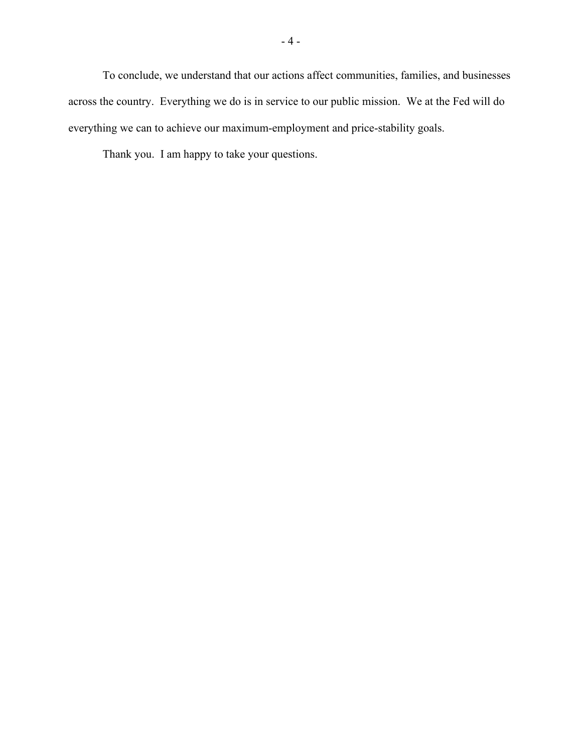To conclude, we understand that our actions affect communities, families, and businesses across the country. Everything we do is in service to our public mission. We at the Fed will do everything we can to achieve our maximum-employment and price-stability goals.

Thank you. I am happy to take your questions.